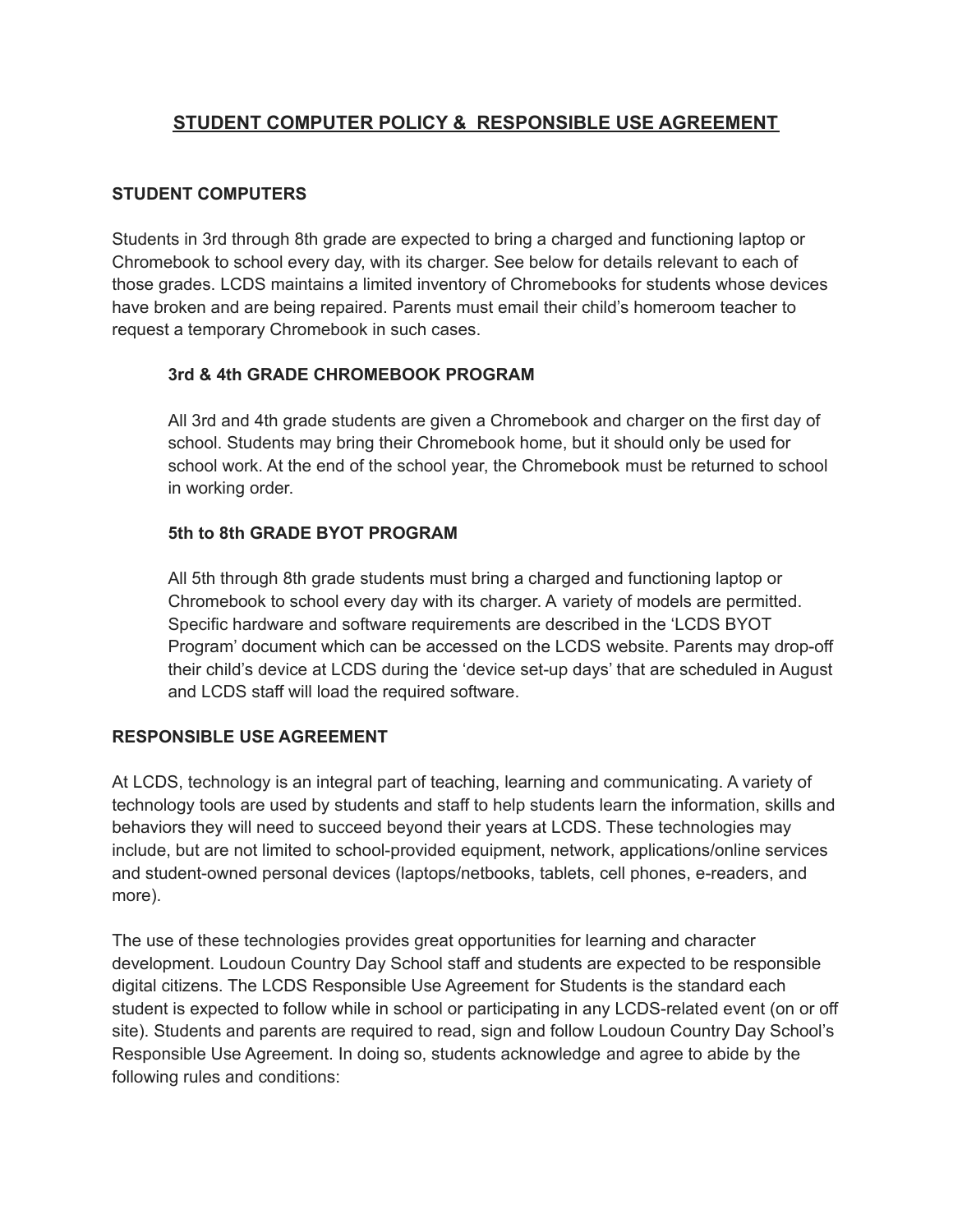# STUDENT COMPUTER POLICY & RESPONSIBLE USE AGREEMENT

## STUDENT COMPUTERS

Students in 3rd through 8th grade are expected to bring a charged and functioning laptop or Chromebook to school every day, with its charger. See below for details relevant to each of those grades. LCDS maintains a limited inventory of Chromebooks for students whose devices have broken and are being repaired. Parents must email their child's homeroom teacher to request a temporary Chromebook in such cases.

### 3rd & 4th GRADE CHROMEBOOK PROGRAM

All 3rd and 4th grade students are given a Chromebook and charger on the first day of school. Students may bring their Chromebook home, but it should only be used for school work. At the end of the school year, the Chromebook must be returned to school in working order.

### 5th to 8th GRADE BYOT PROGRAM

All 5th through 8th grade students must bring a charged and functioning laptop or Chromebook to school every day with its charger. A variety of models are permitted. Specific hardware and software requirements are described in the 'LCDS BYOT Program' document which can be accessed on the LCDS website. Parents may drop-off their child's device at LCDS during the 'device set-up days' that are scheduled in August and LCDS staff will load the required software.

## RESPONSIBLE USE AGREEMENT

At LCDS, technology is an integral part of teaching, learning and communicating. A variety of technology tools are used by students and staff to help students learn the information, skills and behaviors they will need to succeed beyond their years at LCDS. These technologies may include, but are not limited to school-provided equipment, network, applications/online services and student-owned personal devices (laptops/netbooks, tablets, cell phones, e-readers, and more).

The use of these technologies provides great opportunities for learning and character development. Loudoun Country Day School staff and students are expected to be responsible digital citizens. The LCDS Responsible Use Agreement for Students is the standard each student is expected to follow while in school or participating in any LCDS-related event (on or off site). Students and parents are required to read, sign and follow Loudoun Country Day School's Responsible Use Agreement. In doing so, students acknowledge and agree to abide by the following rules and conditions: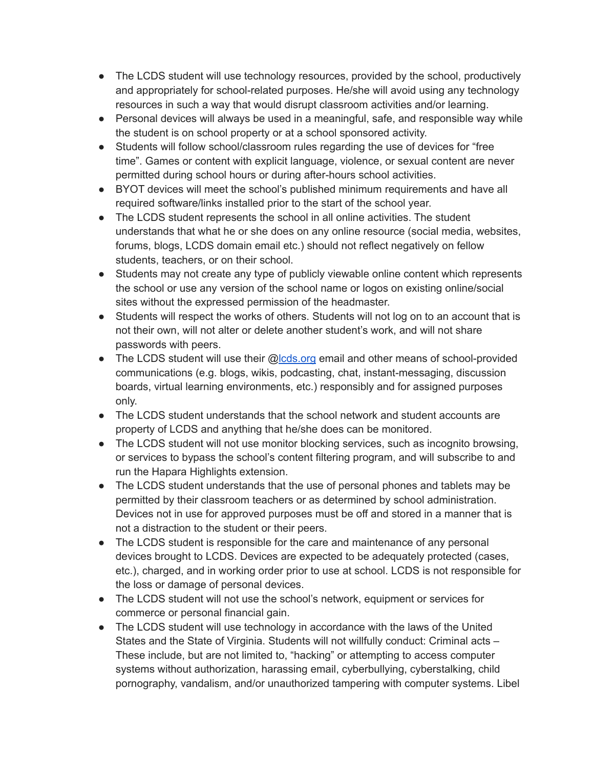- The LCDS student will use technology resources, provided by the school, productively and appropriately for school-related purposes. He/she will avoid using any technology resources in such a way that would disrupt classroom activities and/or learning.
- Personal devices will always be used in a meaningful, safe, and responsible way while the student is on school property or at a school sponsored activity.
- Students will follow school/classroom rules regarding the use of devices for "free time". Games or content with explicit language, violence, or sexual content are never permitted during school hours or during after-hours school activities.
- BYOT devices will meet the school's published minimum requirements and have all required software/links installed prior to the start of the school year.
- The LCDS student represents the school in all online activities. The student understands that what he or she does on any online resource (social media, websites, forums, blogs, LCDS domain email etc.) should not reflect negatively on fellow students, teachers, or on their school.
- Students may not create any type of publicly viewable online content which represents the school or use any version of the school name or logos on existing online/social sites without the expressed permission of the headmaster.
- Students will respect the works of others. Students will not log on to an account that is not their own, will not alter or delete another student's work, and will not share passwords with peers.
- The LCDS student will use their @lcds.org email and other means of school-provided communications (e.g. blogs, wikis, podcasting, chat, instant-messaging, discussion boards, virtual learning environments, etc.) responsibly and for assigned purposes only.
- The LCDS student understands that the school network and student accounts are property of LCDS and anything that he/she does can be monitored.
- The LCDS student will not use monitor blocking services, such as incognito browsing, or services to bypass the school's content filtering program, and will subscribe to and run the Hapara Highlights extension.
- The LCDS student understands that the use of personal phones and tablets may be permitted by their classroom teachers or as determined by school administration. Devices not in use for approved purposes must be off and stored in a manner that is not a distraction to the student or their peers.
- The LCDS student is responsible for the care and maintenance of any personal devices brought to LCDS. Devices are expected to be adequately protected (cases, etc.), charged, and in working order prior to use at school. LCDS is not responsible for the loss or damage of personal devices.
- The LCDS student will not use the school's network, equipment or services for commerce or personal financial gain.
- The LCDS student will use technology in accordance with the laws of the United States and the State of Virginia. Students will not willfully conduct: Criminal acts – These include, but are not limited to, "hacking" or attempting to access computer systems without authorization, harassing email, cyberbullying, cyberstalking, child pornography, vandalism, and/or unauthorized tampering with computer systems. Libel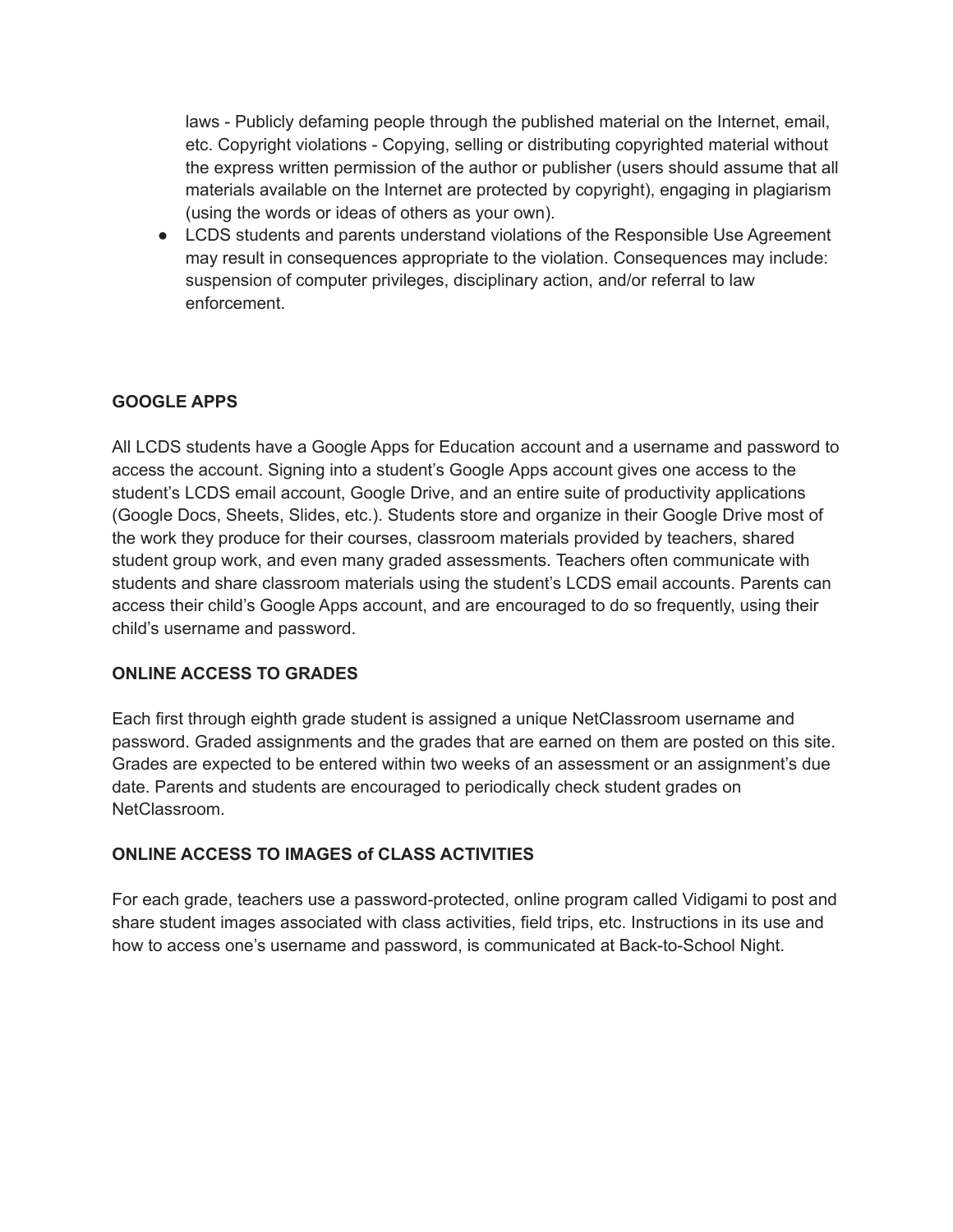laws - Publicly defaming people through the published material on the Internet, email, etc. Copyright violations - Copying, selling or distributing copyrighted material without the express written permission of the author or publisher (users should assume that all materials available on the Internet are protected by copyright), engaging in plagiarism (using the words or ideas of others as your own).

- LCDS students and parents understand violations of the Responsible Use Agreement may result in consequences appropriate to the violation. Consequences may include: suspension of computer privileges, disciplinary action, and/or referral to law enforcement.

**GOOGLE APPS**

All LCDS students have a Google Apps for Education account and a username and password to access the account. Signing into a student's Google Apps account gives one access to the student's LCDS email account, Google Drive, and an entire suite of productivity applications (Google Docs, Sheets, Slides, etc.). Students store and organize in their Google Drive most of the work they produce for their courses, classroom materials provided by teachers, shared student group work, and even many graded assessments. Teachers often communicate with students and share classroom materials using the student's LCDS email accounts. Parents can access their child's Google Apps account, and are encouraged to do so frequently, using their child's username and password.

**ONLINE ACCESS TO GRADES**

Each first through eighth grade student is assigned a unique NetClassroom username and password. Graded assignments and the grades that are earned on them are posted on this site. Grades are expected to be entered within two weeks of an assessment or an assignment's due date. Parents and students are encouraged to periodically check student grades on NetClassroom.

**ONLINE ACCESS TO IMAGES of CLASS ACTIVITIES**

For each grade, teachers use a password-protected, online program called Vidigami to post and share student images associated with class activities, field trips, etc. Instructions in its use and how to access one's username and password, is communicated at Back-to-School Night.